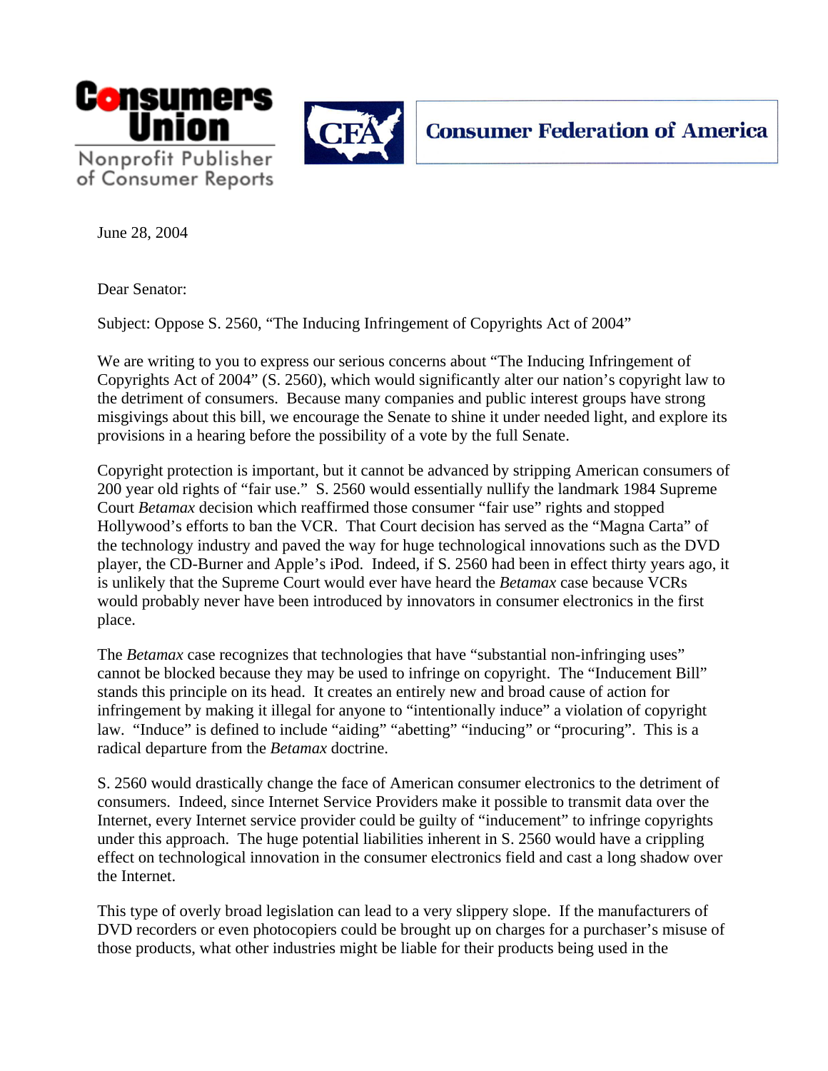Consumers Union
Nonprofit Publisher of Consumer Reports

CFA Consumer Federation of America

June 28, 2004

Dear Senator:

Subject: Oppose S. 2560, "The Inducing Infringement of Copyrights Act of 2004"

We are writing to you to express our serious concerns about "The Inducing Infringement of Copyrights Act of 2004" (S. 2560), which would significantly alter our nation's copyright law to the detriment of consumers. Because many companies and public interest groups have strong misgivings about this bill, we encourage the Senate to shine it under needed light, and explore its provisions in a hearing before the possibility of a vote by the full Senate.

Copyright protection is important, but it cannot be advanced by stripping American consumers of 200 year old rights of "fair use." S. 2560 would essentially nullify the landmark 1984 Supreme Court *Betamax* decision which reaffirmed those consumer "fair use" rights and stopped Hollywood's efforts to ban the VCR. That Court decision has served as the "Magna Carta" of the technology industry and paved the way for huge technological innovations such as the DVD player, the CD-Burner and Apple's iPod. Indeed, if S. 2560 had been in effect thirty years ago, it is unlikely that the Supreme Court would ever have heard the *Betamax* case because VCRs would probably never have been introduced by innovators in consumer electronics in the first place.

The *Betamax* case recognizes that technologies that have "substantial non-infringing uses" cannot be blocked because they may be used to infringe on copyright. The "Inducement Bill" stands this principle on its head. It creates an entirely new and broad cause of action for infringement by making it illegal for anyone to "intentionally induce" a violation of copyright law. "Induce" is defined to include "aiding" "abetting" "inducing" or "procuring". This is a radical departure from the *Betamax* doctrine.

S. 2560 would drastically change the face of American consumer electronics to the detriment of consumers. Indeed, since Internet Service Providers make it possible to transmit data over the Internet, every Internet service provider could be guilty of "inducement" to infringe copyrights under this approach. The huge potential liabilities inherent in S. 2560 would have a crippling effect on technological innovation in the consumer electronics field and cast a long shadow over the Internet.

This type of overly broad legislation can lead to a very slippery slope. If the manufacturers of DVD recorders or even photocopiers could be brought up on charges for a purchaser's misuse of those products, what other industries might be liable for their products being used in the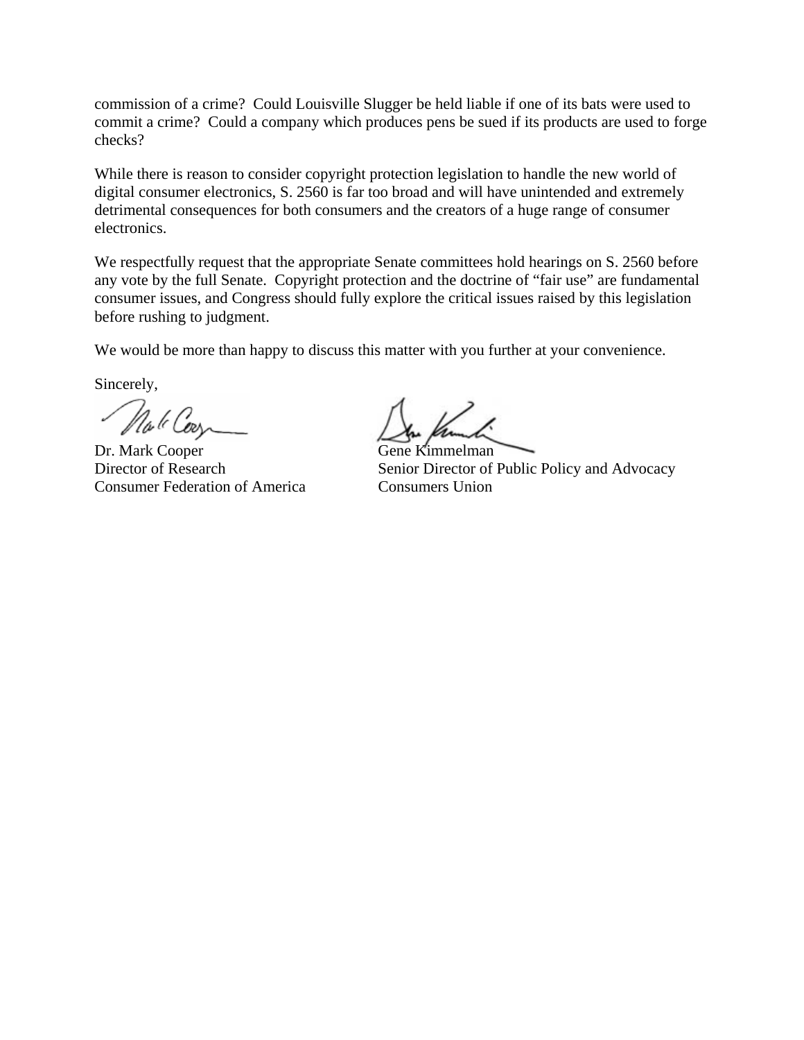commission of a crime? Could Louisville Slugger be held liable if one of its bats were used to commit a crime? Could a company which produces pens be sued if its products are used to forge checks?

While there is reason to consider copyright protection legislation to handle the new world of digital consumer electronics, S. 2560 is far too broad and will have unintended and extremely detrimental consequences for both consumers and the creators of a huge range of consumer electronics.

We respectfully request that the appropriate Senate committees hold hearings on S. 2560 before any vote by the full Senate. Copyright protection and the doctrine of "fair use" are fundamental consumer issues, and Congress should fully explore the critical issues raised by this legislation before rushing to judgment.

We would be more than happy to discuss this matter with you further at your convenience.

Sincerely,

Dr. Mark Cooper
Director of Research
Consumer Federation of America

Gene Kimmelman
Senior Director of Public Policy and Advocacy
Consumers Union